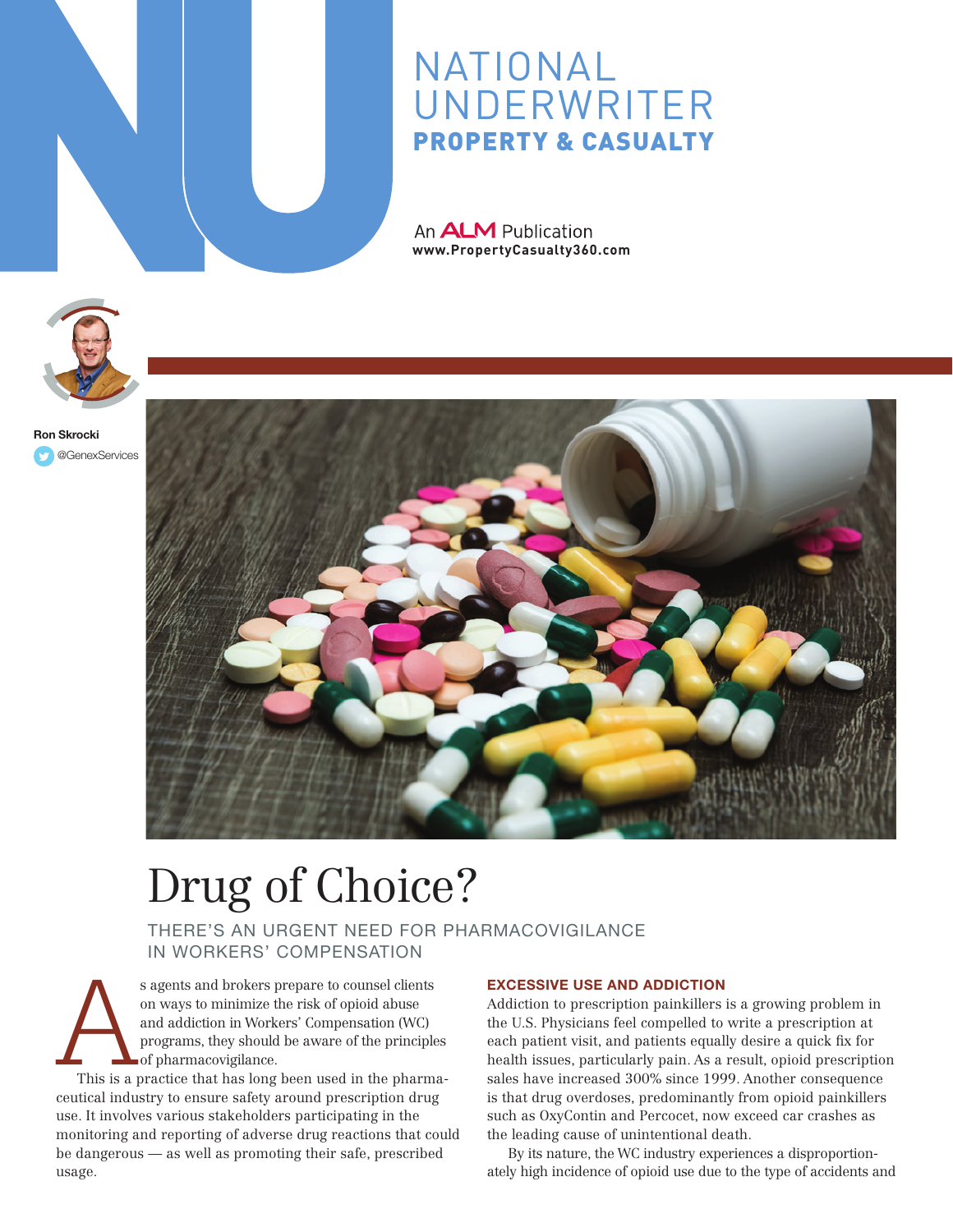# NATIONAL UNDERWRITER
## PROPERTY & CASUALTY

An ALM Publication
www.PropertyCasualty360.com

**Ron Skrocki**
@GenexServices

# Drug of Choice?

## THERE'S AN URGENT NEED FOR PHARMACOVIGILANCE IN WORKERS' COMPENSATION

As agents and brokers prepare to counsel clients on ways to minimize the risk of opioid abuse and addiction in Workers' Compensation (WC) programs, they should be aware of the principles of pharmacovigilance.

This is a practice that has long been used in the pharmaceutical industry to ensure safety around prescription drug use. It involves various stakeholders participating in the monitoring and reporting of adverse drug reactions that could be dangerous — as well as promoting their safe, prescribed usage.

### EXCESSIVE USE AND ADDICTION

Addiction to prescription painkillers is a growing problem in the U.S. Physicians feel compelled to write a prescription at each patient visit, and patients equally desire a quick fix for health issues, particularly pain. As a result, opioid prescription sales have increased 300% since 1999. Another consequence is that drug overdoses, predominantly from opioid painkillers such as OxyContin and Percocet, now exceed car crashes as the leading cause of unintentional death.

By its nature, the WC industry experiences a disproportionately high incidence of opioid use due to the type of accidents and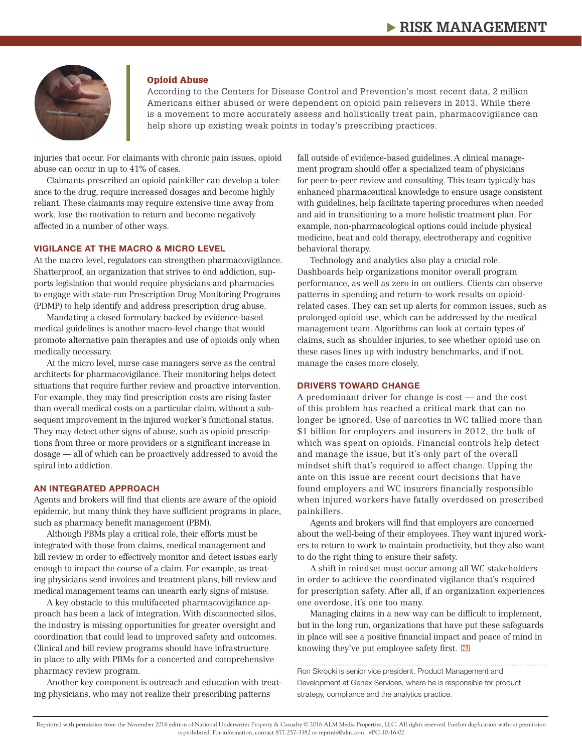### Opioid Abuse

According to the Centers for Disease Control and Prevention's most recent data, 2 million Americans either abused or were dependent on opioid pain relievers in 2013. While there is a movement to more accurately assess and holistically treat pain, pharmacovigilance can help shore up existing weak points in today's prescribing practices.

injuries that occur. For claimants with chronic pain issues, opioid abuse can occur in up to 41% of cases.

Claimants prescribed an opioid painkiller can develop a tolerance to the drug, require increased dosages and become highly reliant. These claimants may require extensive time away from work, lose the motivation to return and become negatively affected in a number of other ways.

## VIGILANCE AT THE MACRO & MICRO LEVEL

At the macro level, regulators can strengthen pharmacovigilance. Shatterproof, an organization that strives to end addiction, supports legislation that would require physicians and pharmacies to engage with state-run Prescription Drug Monitoring Programs (PDMP) to help identify and address prescription drug abuse.

Mandating a closed formulary backed by evidence-based medical guidelines is another macro-level change that would promote alternative pain therapies and use of opioids only when medically necessary.

At the micro level, nurse case managers serve as the central architects for pharmacovigilance. Their monitoring helps detect situations that require further review and proactive intervention. For example, they may find prescription costs are rising faster than overall medical costs on a particular claim, without a subsequent improvement in the injured worker's functional status. They may detect other signs of abuse, such as opioid prescriptions from three or more providers or a significant increase in dosage — all of which can be proactively addressed to avoid the spiral into addiction.

## AN INTEGRATED APPROACH

Agents and brokers will find that clients are aware of the opioid epidemic, but many think they have sufficient programs in place, such as pharmacy benefit management (PBM).

Although PBMs play a critical role, their efforts must be integrated with those from claims, medical management and bill review in order to effectively monitor and detect issues early enough to impact the course of a claim. For example, as treating physicians send invoices and treatment plans, bill review and medical management teams can unearth early signs of misuse.

A key obstacle to this multifaceted pharmacovigilance approach has been a lack of integration. With disconnected silos, the industry is missing opportunities for greater oversight and coordination that could lead to improved safety and outcomes. Clinical and bill review programs should have infrastructure in place to ally with PBMs for a concerted and comprehensive pharmacy review program.

Another key component is outreach and education with treating physicians, who may not realize their prescribing patterns fall outside of evidence-based guidelines. A clinical management program should offer a specialized team of physicians for peer-to-peer review and consulting. This team typically has enhanced pharmaceutical knowledge to ensure usage consistent with guidelines, help facilitate tapering procedures when needed and aid in transitioning to a more holistic treatment plan. For example, non-pharmacological options could include physical medicine, heat and cold therapy, electrotherapy and cognitive behavioral therapy.

Technology and analytics also play a crucial role. Dashboards help organizations monitor overall program performance, as well as zero in on outliers. Clients can observe patterns in spending and return-to-work results on opioid-related cases. They can set up alerts for common issues, such as prolonged opioid use, which can be addressed by the medical management team. Algorithms can look at certain types of claims, such as shoulder injuries, to see whether opioid use on these cases lines up with industry benchmarks, and if not, manage the cases more closely.

## DRIVERS TOWARD CHANGE

A predominant driver for change is cost — and the cost of this problem has reached a critical mark that can no longer be ignored. Use of narcotics in WC tallied more than $1 billion for employers and insurers in 2012, the bulk of which was spent on opioids. Financial controls help detect and manage the issue, but it's only part of the overall mindset shift that's required to affect change. Upping the ante on this issue are recent court decisions that have found employers and WC insurers financially responsible when injured workers have fatally overdosed on prescribed painkillers.

Agents and brokers will find that employers are concerned about the well-being of their employees. They want injured workers to return to work to maintain productivity, but they also want to do the right thing to ensure their safety.

A shift in mindset must occur among all WC stakeholders in order to achieve the coordinated vigilance that's required for prescription safety. After all, if an organization experiences one overdose, it's one too many.

Managing claims in a new way can be difficult to implement, but in the long run, organizations that have put these safeguards in place will see a positive financial impact and peace of mind in knowing they've put employee safety first. NU

Ron Skrocki is senior vice president, Product Management and Development at Genex Services, where he is responsible for product strategy, compliance and the analytics practice.

Reprinted with permission from the November 2016 edition of National Underwriter Property & Casualty © 2016 ALM Media Properties, LLC. All rights reserved. Further duplication without permission is prohibited. For information, contact 877-257-3382 or reprints@alm.com. #PC-10-16-02